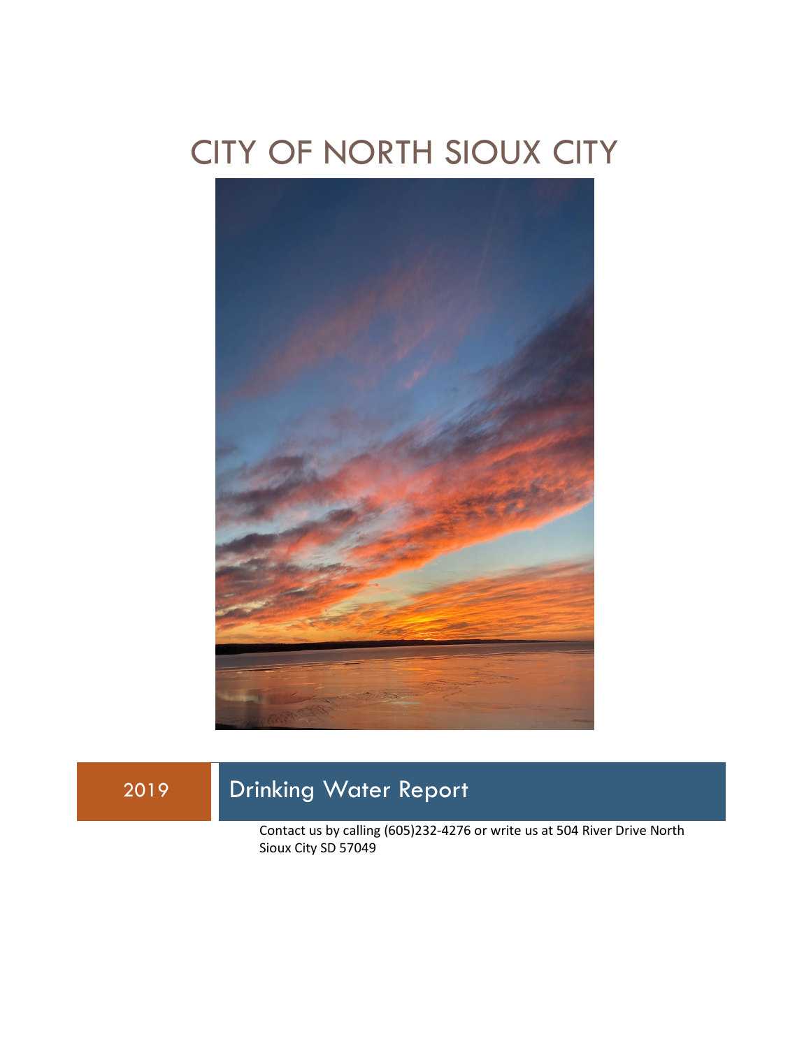# CITY OF NORTH SIOUX CITY

2019

## Drinking Water Report

Contact us by calling (605)232-4276 or write us at 504 River Drive North Sioux City SD 57049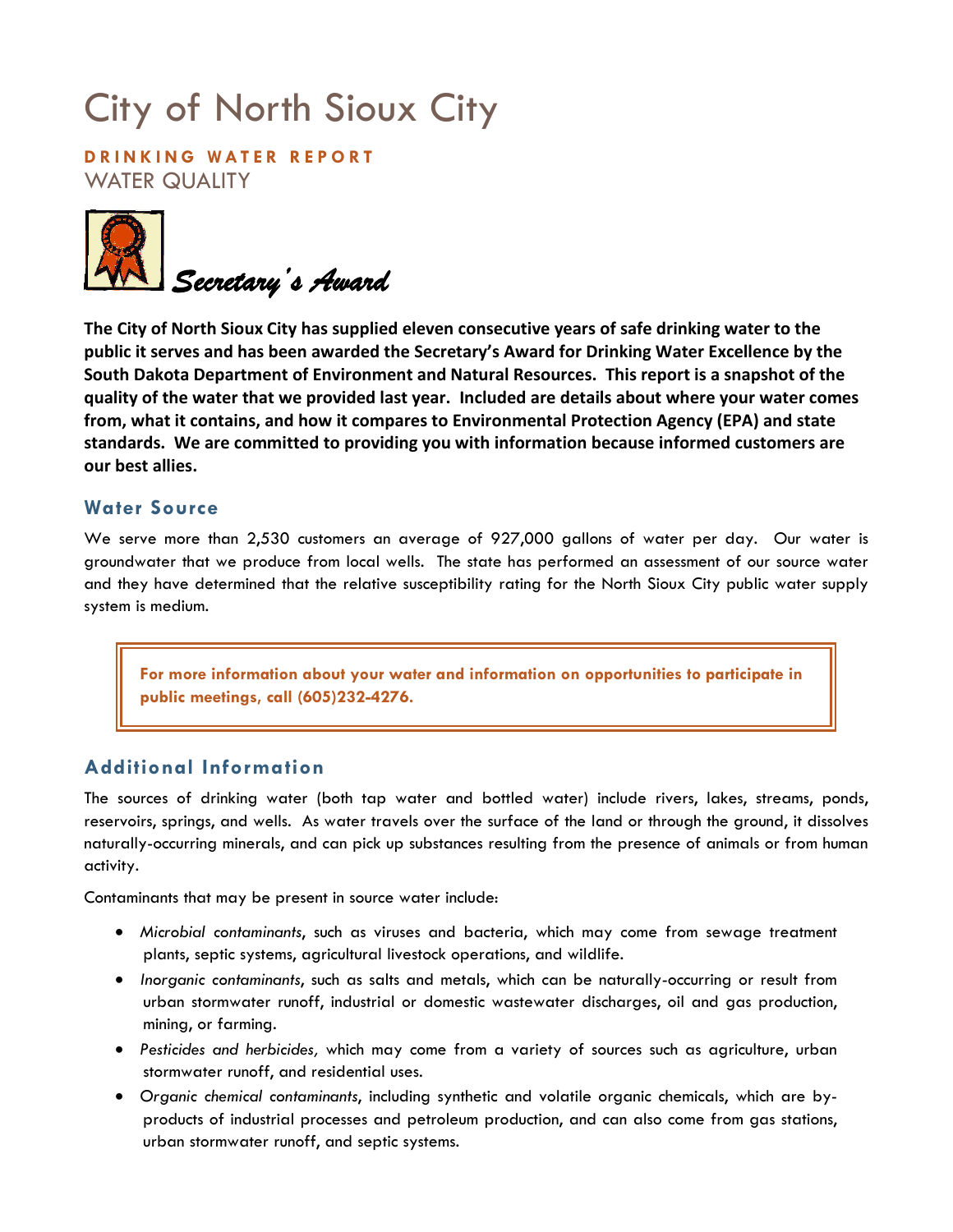# City of North Sioux City

**DRINKING WATER REPORT**

WATER QUALITY

*Secretary's Award*

**The City of North Sioux City has supplied eleven consecutive years of safe drinking water to the public it serves and has been awarded the Secretary's Award for Drinking Water Excellence by the South Dakota Department of Environment and Natural Resources. This report is a snapshot of the quality of the water that we provided last year. Included are details about where your water comes from, what it contains, and how it compares to Environmental Protection Agency (EPA) and state standards. We are committed to providing you with information because informed customers are our best allies.**

## Water Source

We serve more than 2,530 customers an average of 927,000 gallons of water per day. Our water is groundwater that we produce from local wells. The state has performed an assessment of our source water and they have determined that the relative susceptibility rating for the North Sioux City public water supply system is medium.

**For more information about your water and information on opportunities to participate in public meetings, call (605)232-4276.**

## Additional Information

The sources of drinking water (both tap water and bottled water) include rivers, lakes, streams, ponds, reservoirs, springs, and wells. As water travels over the surface of the land or through the ground, it dissolves naturally-occurring minerals, and can pick up substances resulting from the presence of animals or from human activity.

Contaminants that may be present in source water include:

- *Microbial contaminants*, such as viruses and bacteria, which may come from sewage treatment plants, septic systems, agricultural livestock operations, and wildlife.
- *Inorganic contaminants*, such as salts and metals, which can be naturally-occurring or result from urban stormwater runoff, industrial or domestic wastewater discharges, oil and gas production, mining, or farming.
- *Pesticides and herbicides,* which may come from a variety of sources such as agriculture, urban stormwater runoff, and residential uses.
- *Organic chemical contaminants*, including synthetic and volatile organic chemicals, which are by-products of industrial processes and petroleum production, and can also come from gas stations, urban stormwater runoff, and septic systems.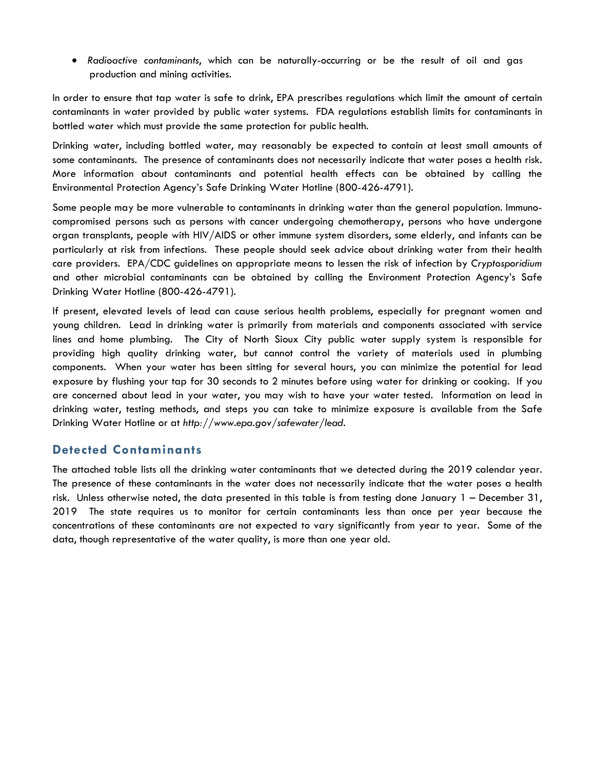- *Radioactive contaminants*, which can be naturally-occurring or be the result of oil and gas production and mining activities.

In order to ensure that tap water is safe to drink, EPA prescribes regulations which limit the amount of certain contaminants in water provided by public water systems. FDA regulations establish limits for contaminants in bottled water which must provide the same protection for public health.

Drinking water, including bottled water, may reasonably be expected to contain at least small amounts of some contaminants. The presence of contaminants does not necessarily indicate that water poses a health risk. More information about contaminants and potential health effects can be obtained by calling the Environmental Protection Agency's Safe Drinking Water Hotline (800-426-4791).

Some people may be more vulnerable to contaminants in drinking water than the general population. Immuno-compromised persons such as persons with cancer undergoing chemotherapy, persons who have undergone organ transplants, people with HIV/AIDS or other immune system disorders, some elderly, and infants can be particularly at risk from infections. These people should seek advice about drinking water from their health care providers. EPA/CDC guidelines on appropriate means to lessen the risk of infection by *Cryptosporidium* and other microbial contaminants can be obtained by calling the Environment Protection Agency's Safe Drinking Water Hotline (800-426-4791).

If present, elevated levels of lead can cause serious health problems, especially for pregnant women and young children. Lead in drinking water is primarily from materials and components associated with service lines and home plumbing. The City of North Sioux City public water supply system is responsible for providing high quality drinking water, but cannot control the variety of materials used in plumbing components. When your water has been sitting for several hours, you can minimize the potential for lead exposure by flushing your tap for 30 seconds to 2 minutes before using water for drinking or cooking. If you are concerned about lead in your water, you may wish to have your water tested. Information on lead in drinking water, testing methods, and steps you can take to minimize exposure is available from the Safe Drinking Water Hotline or at *http://www.epa.gov/safewater/lead*.

## Detected Contaminants

The attached table lists all the drinking water contaminants that we detected during the 2019 calendar year. The presence of these contaminants in the water does not necessarily indicate that the water poses a health risk. Unless otherwise noted, the data presented in this table is from testing done January 1 – December 31, 2019 The state requires us to monitor for certain contaminants less than once per year because the concentrations of these contaminants are not expected to vary significantly from year to year. Some of the data, though representative of the water quality, is more than one year old.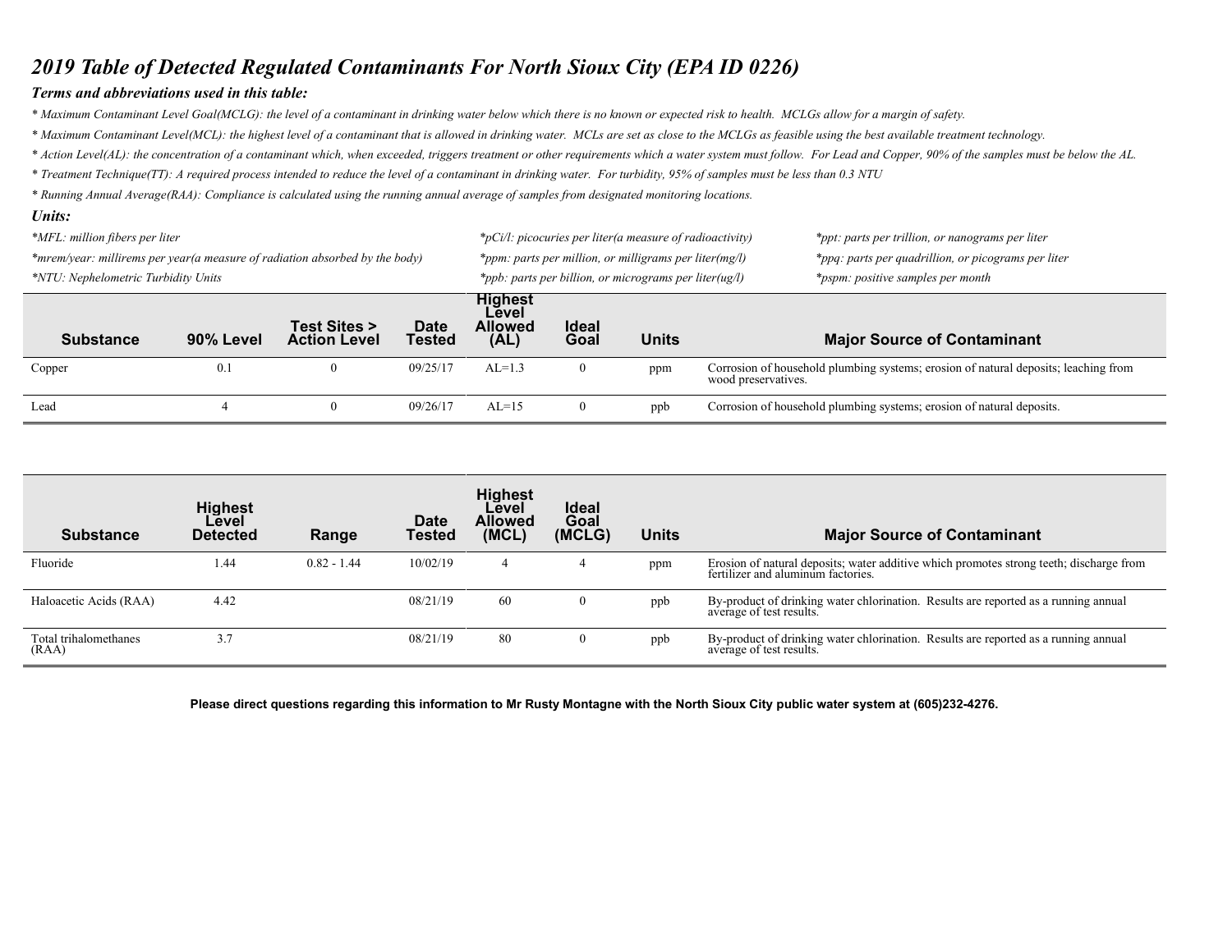# *2019 Table of Detected Regulated Contaminants For North Sioux City (EPA ID 0226)*

### *Terms and abbreviations used in this table:*

*\* Maximum Contaminant Level Goal(MCLG): the level of a contaminant in drinking water below which there is no known or expected risk to health. MCLGs allow for a margin of safety.*

*\* Maximum Contaminant Level(MCL): the highest level of a contaminant that is allowed in drinking water. MCLs are set as close to the MCLGs as feasible using the best available treatment technology.*

*\* Action Level(AL): the concentration of a contaminant which, when exceeded, triggers treatment or other requirements which a water system must follow. For Lead and Copper, 90% of the samples must be below the AL.*

*\* Treatment Technique(TT): A required process intended to reduce the level of a contaminant in drinking water. For turbidity, 95% of samples must be less than 0.3 NTU*

*\* Running Annual Average(RAA): Compliance is calculated using the running annual average of samples from designated monitoring locations.*

### *Units:*

*\*MFL: million fibers per liter*

*\*mrem/year: millirems per year(a measure of radiation absorbed by the body)*

*\*NTU: Nephelometric Turbidity Units*

*\*pCi/l: picocuries per liter(a measure of radioactivity)*

*\*ppm: parts per million, or milligrams per liter(mg/l)*

*\*ppb: parts per billion, or micrograms per liter(ug/l)*

*\*ppt: parts per trillion, or nanograms per liter*

*\*ppq: parts per quadrillion, or picograms per liter*

*\*pspm: positive samples per month*

| Substance | 90% Level | Test Sites > Action Level | Date Tested | Highest Level Allowed (AL) | Ideal Goal | Units | Major Source of Contaminant |
|---|---|---|---|---|---|---|---|
| Copper | 0.1 | 0 | 09/25/17 | AL=1.3 | 0 | ppm | Corrosion of household plumbing systems; erosion of natural deposits; leaching from wood preservatives. |
| Lead | 4 | 0 | 09/26/17 | AL=15 | 0 | ppb | Corrosion of household plumbing systems; erosion of natural deposits. |

| Substance | Highest Level Detected | Range | Date Tested | Highest Level Allowed (MCL) | Ideal Goal (MCLG) | Units | Major Source of Contaminant |
|---|---|---|---|---|---|---|---|
| Fluoride | 1.44 | 0.82 - 1.44 | 10/02/19 | 4 | 4 | ppm | Erosion of natural deposits; water additive which promotes strong teeth; discharge from fertilizer and aluminum factories. |
| Haloacetic Acids (RAA) | 4.42 | | 08/21/19 | 60 | 0 | ppb | By-product of drinking water chlorination. Results are reported as a running annual average of test results. |
| Total trihalomethanes (RAA) | 3.7 | | 08/21/19 | 80 | 0 | ppb | By-product of drinking water chlorination. Results are reported as a running annual average of test results. |

**Please direct questions regarding this information to Mr Rusty Montagne with the North Sioux City public water system at (605)232-4276.**